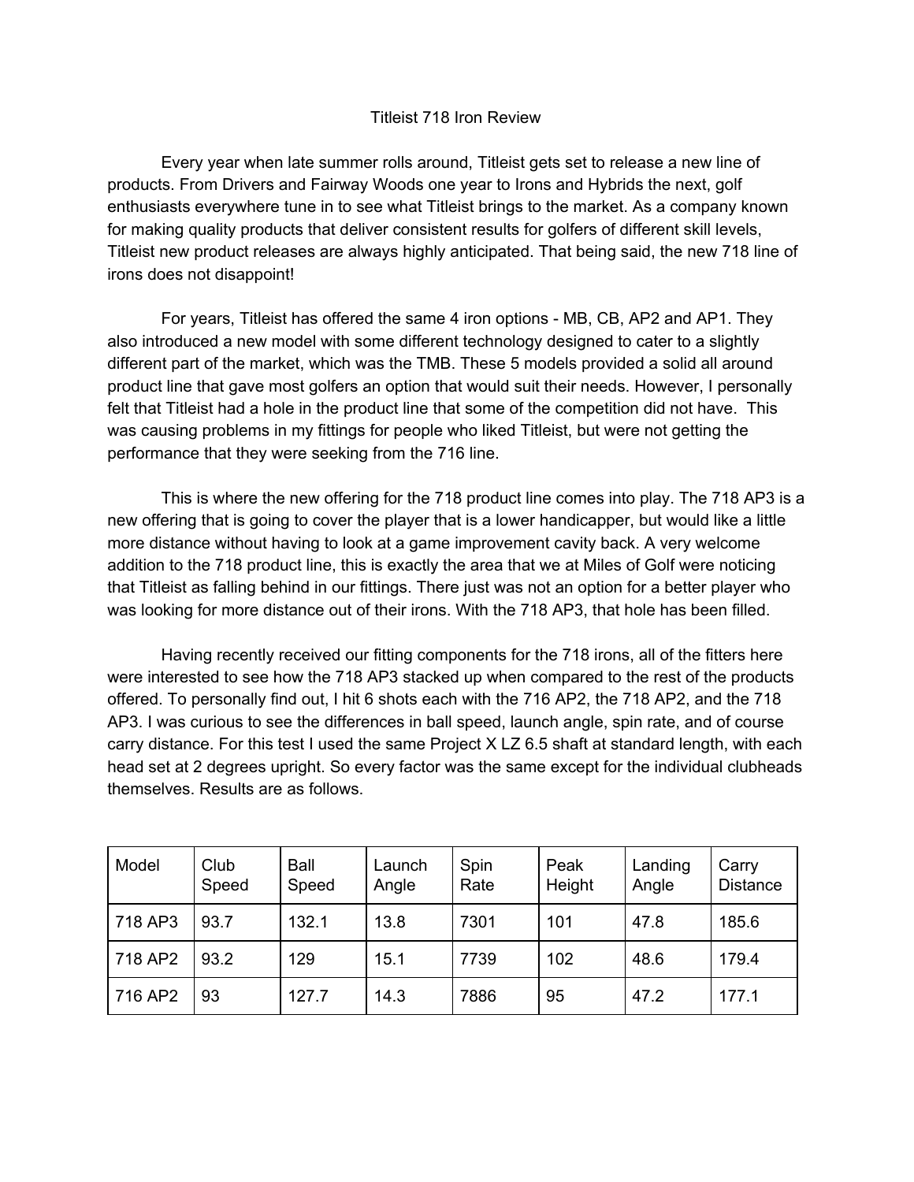# Titleist 718 Iron Review

Every year when late summer rolls around, Titleist gets set to release a new line of products. From Drivers and Fairway Woods one year to Irons and Hybrids the next, golf enthusiasts everywhere tune in to see what Titleist brings to the market. As a company known for making quality products that deliver consistent results for golfers of different skill levels, Titleist new product releases are always highly anticipated. That being said, the new 718 line of irons does not disappoint!

For years, Titleist has offered the same 4 iron options - MB, CB, AP2 and AP1. They also introduced a new model with some different technology designed to cater to a slightly different part of the market, which was the TMB. These 5 models provided a solid all around product line that gave most golfers an option that would suit their needs. However, I personally felt that Titleist had a hole in the product line that some of the competition did not have. This was causing problems in my fittings for people who liked Titleist, but were not getting the performance that they were seeking from the 716 line.

This is where the new offering for the 718 product line comes into play. The 718 AP3 is a new offering that is going to cover the player that is a lower handicapper, but would like a little more distance without having to look at a game improvement cavity back. A very welcome addition to the 718 product line, this is exactly the area that we at Miles of Golf were noticing that Titleist as falling behind in our fittings. There just was not an option for a better player who was looking for more distance out of their irons. With the 718 AP3, that hole has been filled.

Having recently received our fitting components for the 718 irons, all of the fitters here were interested to see how the 718 AP3 stacked up when compared to the rest of the products offered. To personally find out, I hit 6 shots each with the 716 AP2, the 718 AP2, and the 718 AP3. I was curious to see the differences in ball speed, launch angle, spin rate, and of course carry distance. For this test I used the same Project X LZ 6.5 shaft at standard length, with each head set at 2 degrees upright. So every factor was the same except for the individual clubheads themselves. Results are as follows.

| Model | Club Speed | Ball Speed | Launch Angle | Spin Rate | Peak Height | Landing Angle | Carry Distance |
|---|---|---|---|---|---|---|---|
| 718 AP3 | 93.7 | 132.1 | 13.8 | 7301 | 101 | 47.8 | 185.6 |
| 718 AP2 | 93.2 | 129 | 15.1 | 7739 | 102 | 48.6 | 179.4 |
| 716 AP2 | 93 | 127.7 | 14.3 | 7886 | 95 | 47.2 | 177.1 |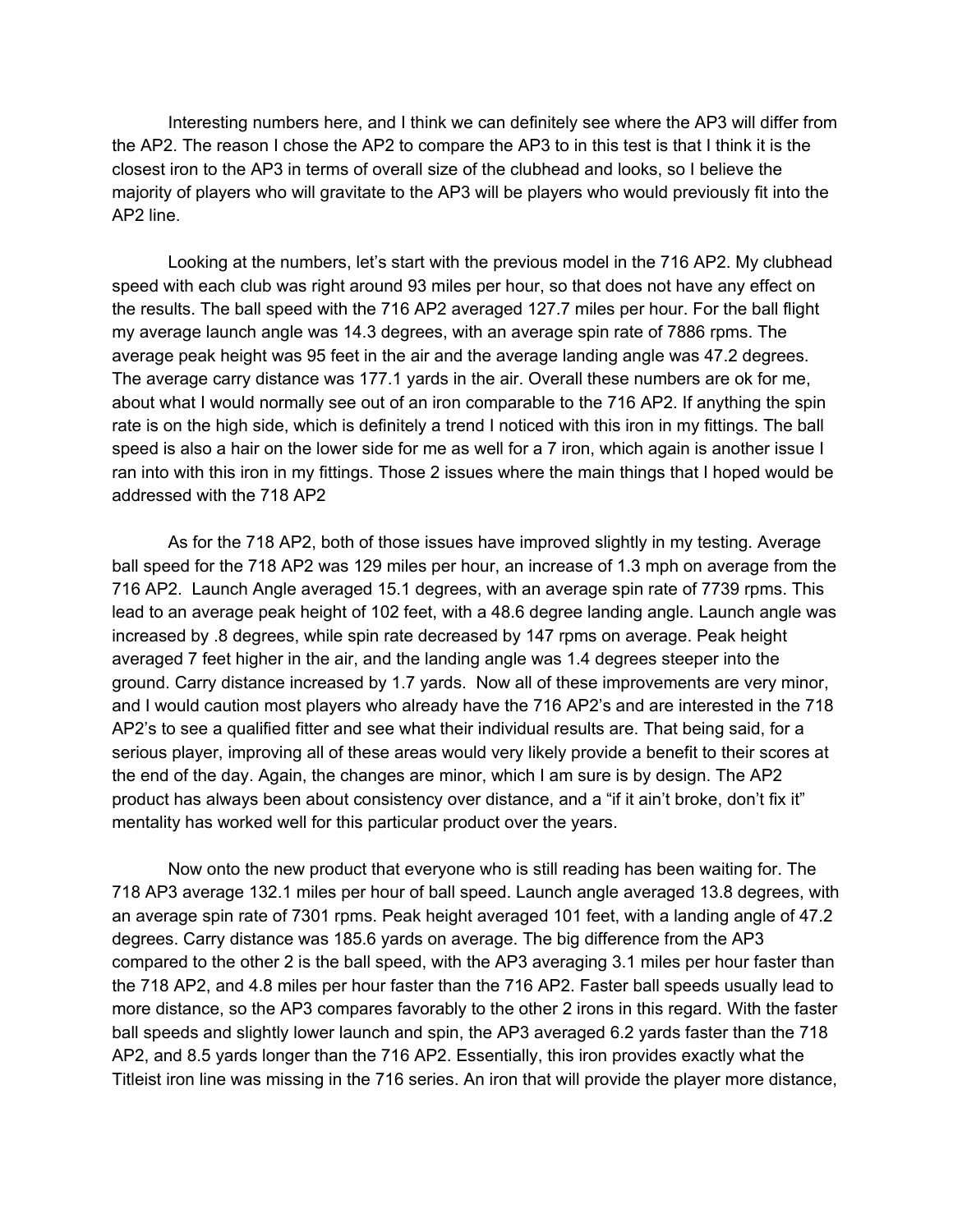Interesting numbers here, and I think we can definitely see where the AP3 will differ from the AP2. The reason I chose the AP2 to compare the AP3 to in this test is that I think it is the closest iron to the AP3 in terms of overall size of the clubhead and looks, so I believe the majority of players who will gravitate to the AP3 will be players who would previously fit into the AP2 line.

Looking at the numbers, let's start with the previous model in the 716 AP2. My clubhead speed with each club was right around 93 miles per hour, so that does not have any effect on the results. The ball speed with the 716 AP2 averaged 127.7 miles per hour. For the ball flight my average launch angle was 14.3 degrees, with an average spin rate of 7886 rpms. The average peak height was 95 feet in the air and the average landing angle was 47.2 degrees. The average carry distance was 177.1 yards in the air. Overall these numbers are ok for me, about what I would normally see out of an iron comparable to the 716 AP2. If anything the spin rate is on the high side, which is definitely a trend I noticed with this iron in my fittings. The ball speed is also a hair on the lower side for me as well for a 7 iron, which again is another issue I ran into with this iron in my fittings. Those 2 issues where the main things that I hoped would be addressed with the 718 AP2

As for the 718 AP2, both of those issues have improved slightly in my testing. Average ball speed for the 718 AP2 was 129 miles per hour, an increase of 1.3 mph on average from the 716 AP2. Launch Angle averaged 15.1 degrees, with an average spin rate of 7739 rpms. This lead to an average peak height of 102 feet, with a 48.6 degree landing angle. Launch angle was increased by .8 degrees, while spin rate decreased by 147 rpms on average. Peak height averaged 7 feet higher in the air, and the landing angle was 1.4 degrees steeper into the ground. Carry distance increased by 1.7 yards. Now all of these improvements are very minor, and I would caution most players who already have the 716 AP2's and are interested in the 718 AP2's to see a qualified fitter and see what their individual results are. That being said, for a serious player, improving all of these areas would very likely provide a benefit to their scores at the end of the day. Again, the changes are minor, which I am sure is by design. The AP2 product has always been about consistency over distance, and a "if it ain't broke, don't fix it" mentality has worked well for this particular product over the years.

Now onto the new product that everyone who is still reading has been waiting for. The 718 AP3 average 132.1 miles per hour of ball speed. Launch angle averaged 13.8 degrees, with an average spin rate of 7301 rpms. Peak height averaged 101 feet, with a landing angle of 47.2 degrees. Carry distance was 185.6 yards on average. The big difference from the AP3 compared to the other 2 is the ball speed, with the AP3 averaging 3.1 miles per hour faster than the 718 AP2, and 4.8 miles per hour faster than the 716 AP2. Faster ball speeds usually lead to more distance, so the AP3 compares favorably to the other 2 irons in this regard. With the faster ball speeds and slightly lower launch and spin, the AP3 averaged 6.2 yards faster than the 718 AP2, and 8.5 yards longer than the 716 AP2. Essentially, this iron provides exactly what the Titleist iron line was missing in the 716 series. An iron that will provide the player more distance,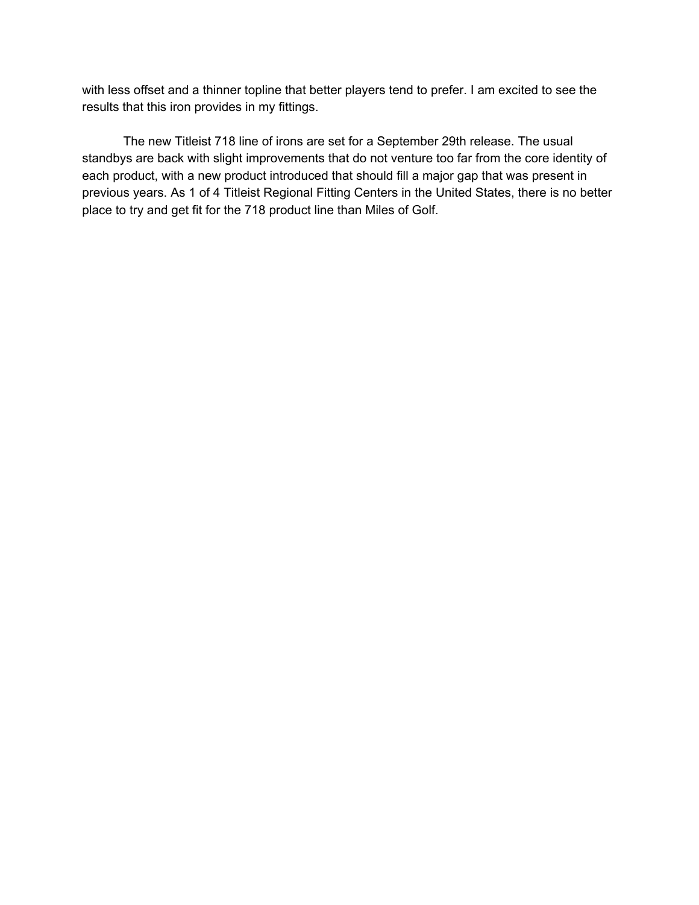with less offset and a thinner topline that better players tend to prefer. I am excited to see the results that this iron provides in my fittings.

The new Titleist 718 line of irons are set for a September 29th release. The usual standbys are back with slight improvements that do not venture too far from the core identity of each product, with a new product introduced that should fill a major gap that was present in previous years. As 1 of 4 Titleist Regional Fitting Centers in the United States, there is no better place to try and get fit for the 718 product line than Miles of Golf.